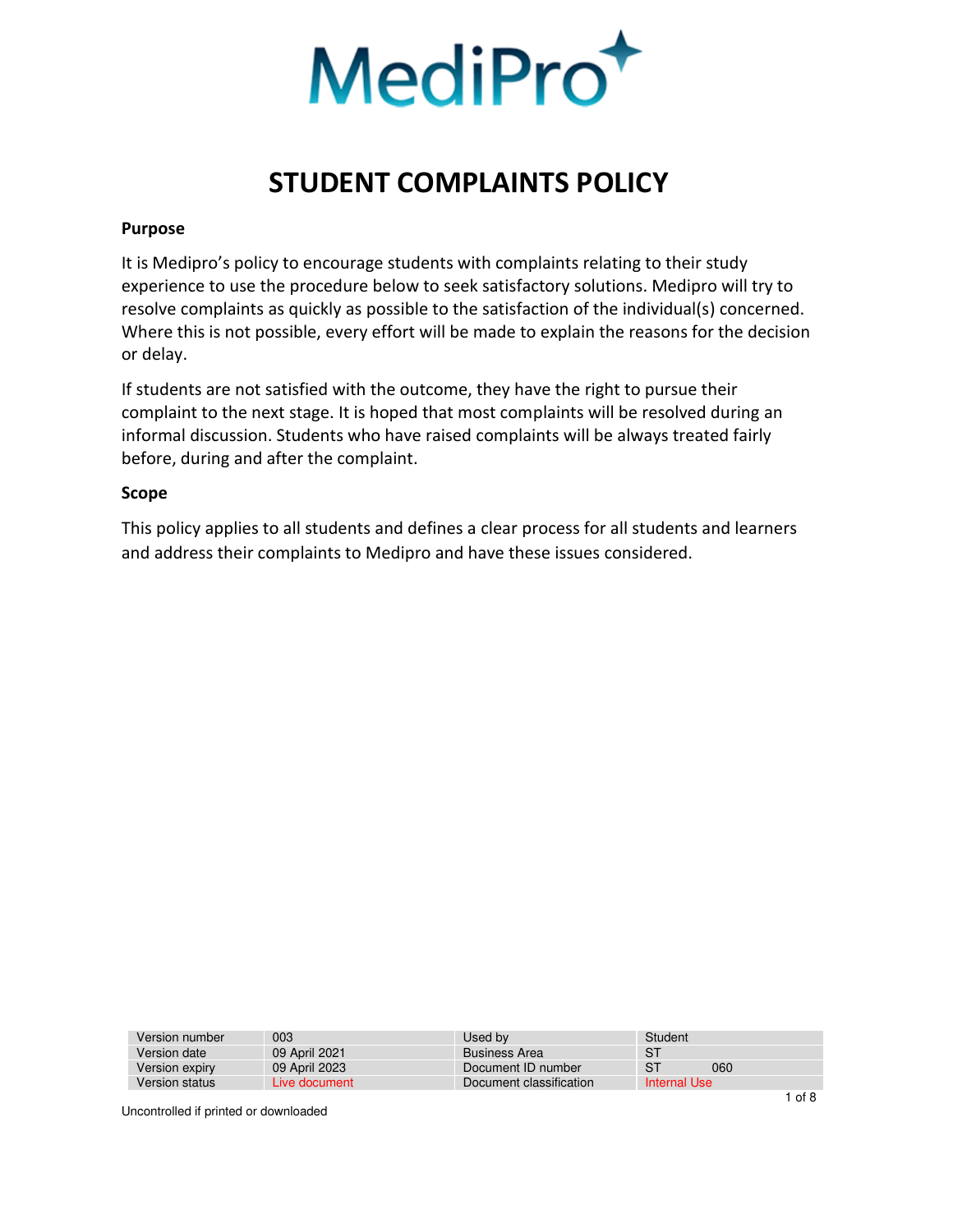# STUDENT COMPLAINTS POLICY

## Purpose

It is Medipro's policy to encourage students with complaints relating to their study experience to use the procedure below to seek satisfactory solutions. Medipro will try to resolve complaints as quickly as possible to the satisfaction of the individual(s) concerned. Where this is not possible, every effort will be made to explain the reasons for the decision or delay.

If students are not satisfied with the outcome, they have the right to pursue their complaint to the next stage. It is hoped that most complaints will be resolved during an informal discussion. Students who have raised complaints will be always treated fairly before, during and after the complaint.

## Scope

This policy applies to all students and defines a clear process for all students and learners and address their complaints to Medipro and have these issues considered.

| Version number | 003 | Used by | Student |
|---|---|---|---|
| Version date | 09 April 2021 | Business Area | ST |
| Version expiry | 09 April 2023 | Document ID number | ST 060 |
| Version status | Live document | Document classification | Internal Use |

Uncontrolled if printed or downloaded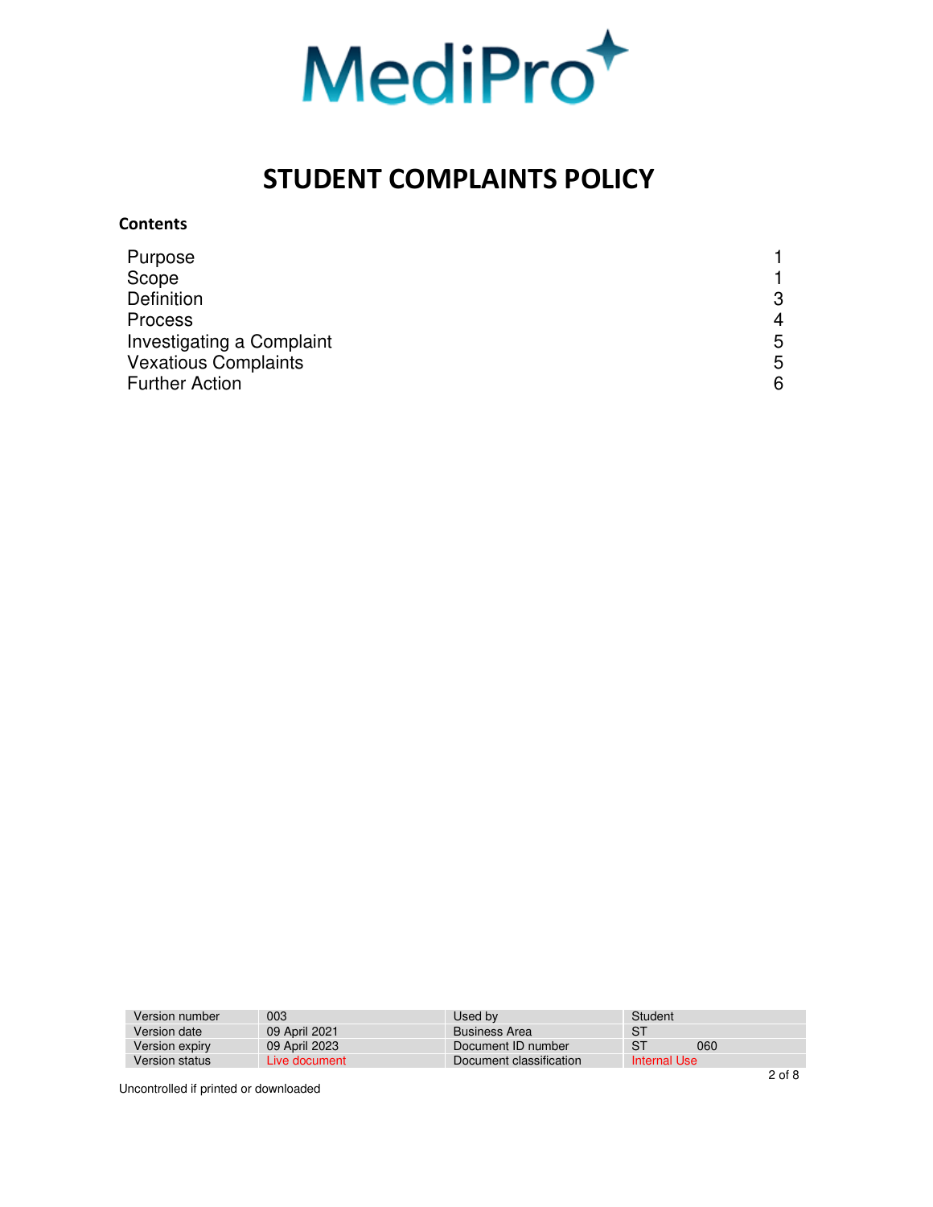# STUDENT COMPLAINTS POLICY

**Contents**

| | |
|---|---|
| Purpose | 1 |
| Scope | 1 |
| Definition | 3 |
| Process | 4 |
| Investigating a Complaint | 5 |
| Vexatious Complaints | 5 |
| Further Action | 6 |

| Version number | 003 | Used by | Student |
|---|---|---|---|
| Version date | 09 April 2021 | Business Area | ST |
| Version expiry | 09 April 2023 | Document ID number | ST 060 |
| Version status | Live document | Document classification | Internal Use |

Uncontrolled if printed or downloaded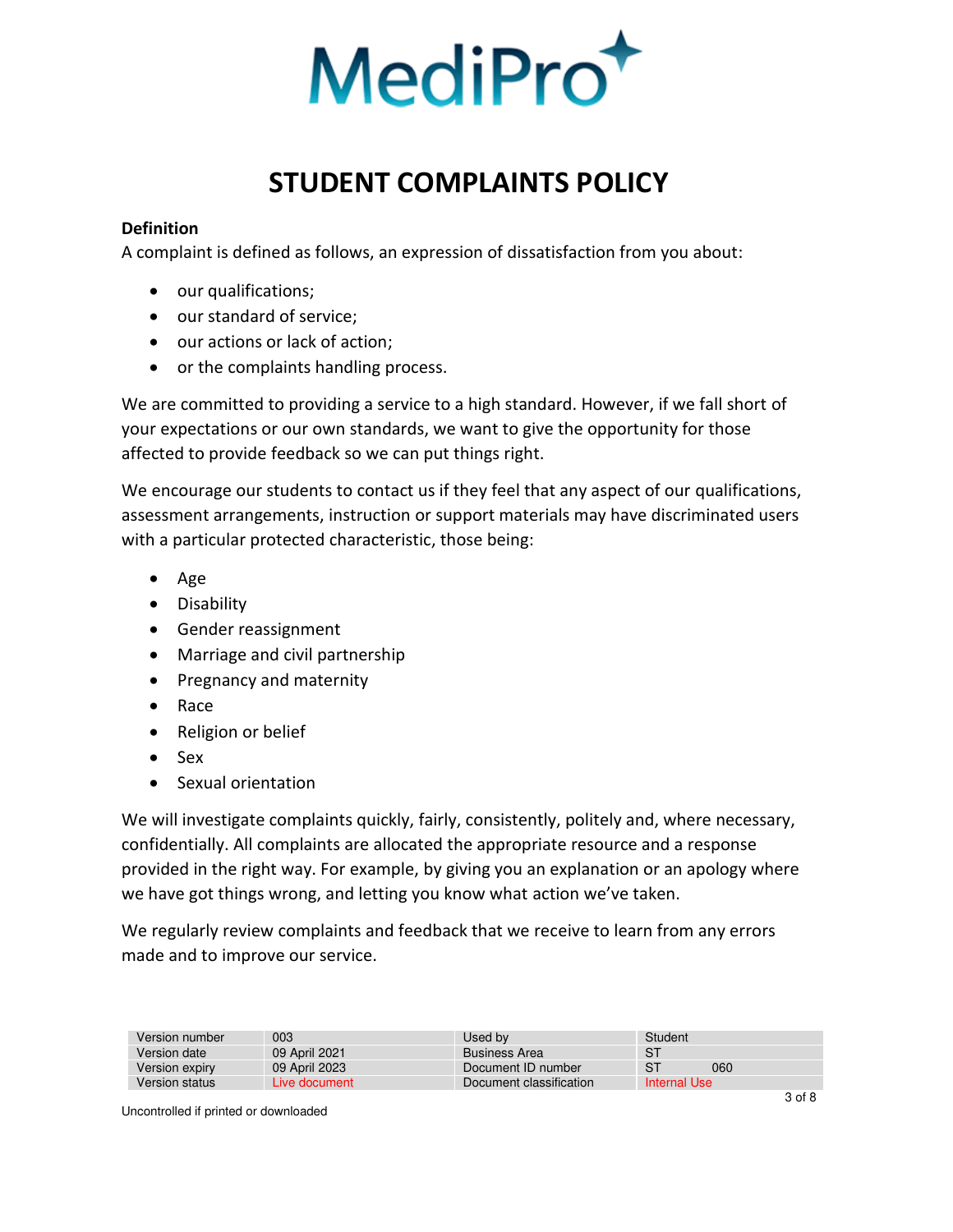# STUDENT COMPLAINTS POLICY

**Definition**

A complaint is defined as follows, an expression of dissatisfaction from you about:

- our qualifications;
- our standard of service;
- our actions or lack of action;
- or the complaints handling process.

We are committed to providing a service to a high standard. However, if we fall short of your expectations or our own standards, we want to give the opportunity for those affected to provide feedback so we can put things right.

We encourage our students to contact us if they feel that any aspect of our qualifications, assessment arrangements, instruction or support materials may have discriminated users with a particular protected characteristic, those being:

- Age
- Disability
- Gender reassignment
- Marriage and civil partnership
- Pregnancy and maternity
- Race
- Religion or belief
- Sex
- Sexual orientation

We will investigate complaints quickly, fairly, consistently, politely and, where necessary, confidentially. All complaints are allocated the appropriate resource and a response provided in the right way. For example, by giving you an explanation or an apology where we have got things wrong, and letting you know what action we've taken.

We regularly review complaints and feedback that we receive to learn from any errors made and to improve our service.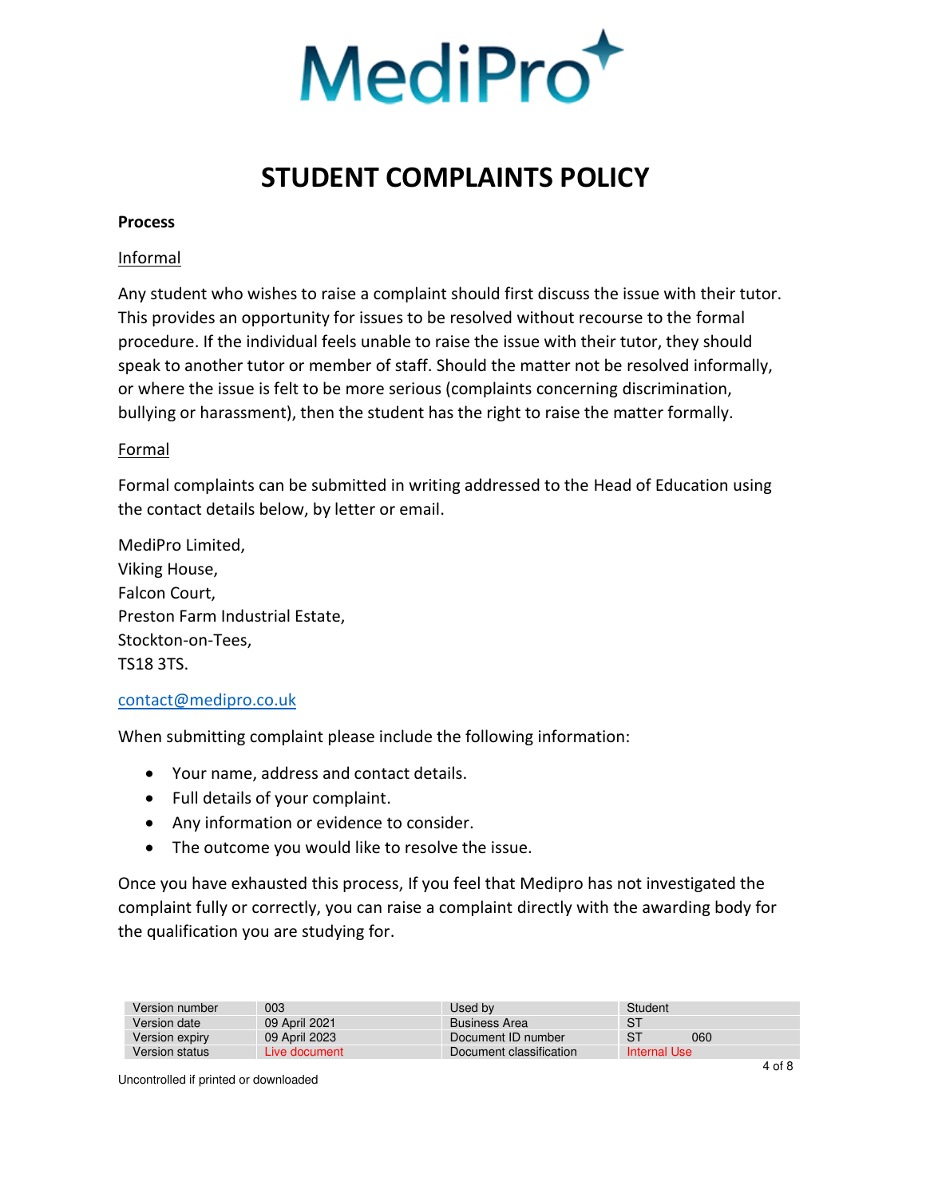**Process**

Informal

Any student who wishes to raise a complaint should first discuss the issue with their tutor. This provides an opportunity for issues to be resolved without recourse to the formal procedure. If the individual feels unable to raise the issue with their tutor, they should speak to another tutor or member of staff. Should the matter not be resolved informally, or where the issue is felt to be more serious (complaints concerning discrimination, bullying or harassment), then the student has the right to raise the matter formally.

Formal

Formal complaints can be submitted in writing addressed to the Head of Education using the contact details below, by letter or email.

MediPro Limited,
Viking House,
Falcon Court,
Preston Farm Industrial Estate,
Stockton-on-Tees,
TS18 3TS.

contact@medipro.co.uk

When submitting complaint please include the following information:

- Your name, address and contact details.
- Full details of your complaint.
- Any information or evidence to consider.
- The outcome you would like to resolve the issue.

Once you have exhausted this process, If you feel that Medipro has not investigated the complaint fully or correctly, you can raise a complaint directly with the awarding body for the qualification you are studying for.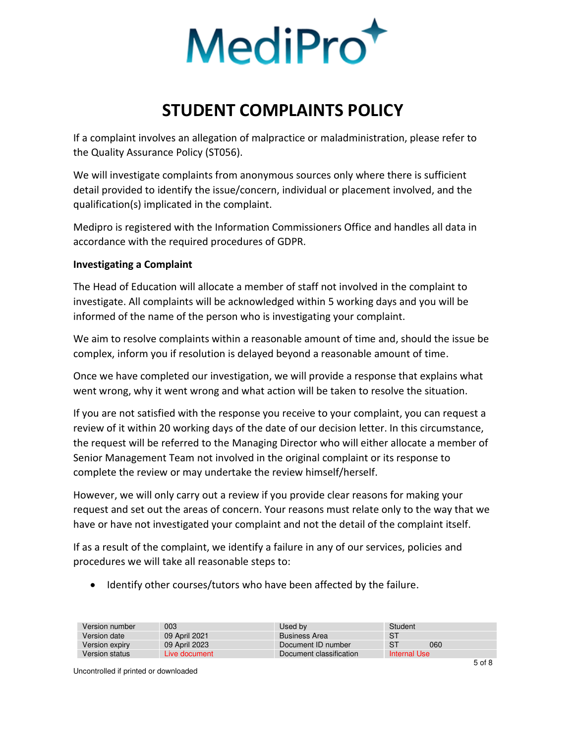# STUDENT COMPLAINTS POLICY

If a complaint involves an allegation of malpractice or maladministration, please refer to the Quality Assurance Policy (ST056).

We will investigate complaints from anonymous sources only where there is sufficient detail provided to identify the issue/concern, individual or placement involved, and the qualification(s) implicated in the complaint.

Medipro is registered with the Information Commissioners Office and handles all data in accordance with the required procedures of GDPR.

**Investigating a Complaint**

The Head of Education will allocate a member of staff not involved in the complaint to investigate. All complaints will be acknowledged within 5 working days and you will be informed of the name of the person who is investigating your complaint.

We aim to resolve complaints within a reasonable amount of time and, should the issue be complex, inform you if resolution is delayed beyond a reasonable amount of time.

Once we have completed our investigation, we will provide a response that explains what went wrong, why it went wrong and what action will be taken to resolve the situation.

If you are not satisfied with the response you receive to your complaint, you can request a review of it within 20 working days of the date of our decision letter. In this circumstance, the request will be referred to the Managing Director who will either allocate a member of Senior Management Team not involved in the original complaint or its response to complete the review or may undertake the review himself/herself.

However, we will only carry out a review if you provide clear reasons for making your request and set out the areas of concern. Your reasons must relate only to the way that we have or have not investigated your complaint and not the detail of the complaint itself.

If as a result of the complaint, we identify a failure in any of our services, policies and procedures we will take all reasonable steps to:

- Identify other courses/tutors who have been affected by the failure.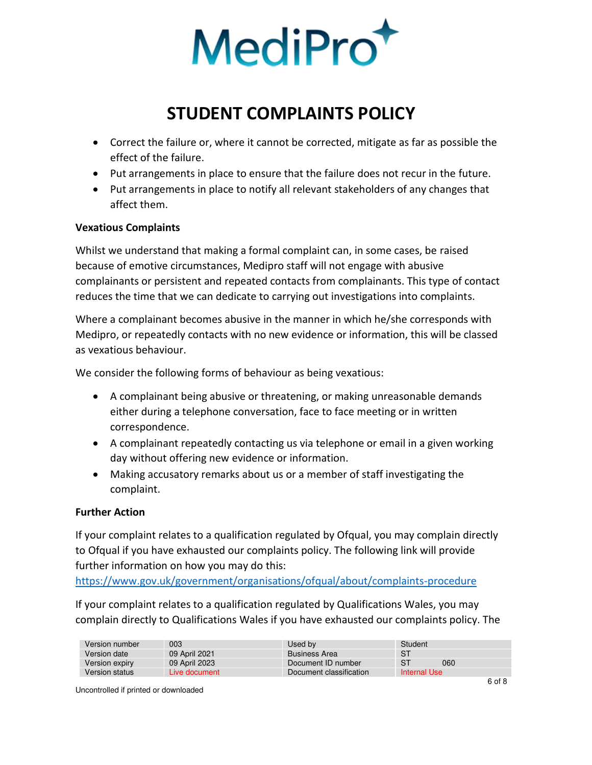- Correct the failure or, where it cannot be corrected, mitigate as far as possible the effect of the failure.
- Put arrangements in place to ensure that the failure does not recur in the future.
- Put arrangements in place to notify all relevant stakeholders of any changes that affect them.

**Vexatious Complaints**

Whilst we understand that making a formal complaint can, in some cases, be raised because of emotive circumstances, Medipro staff will not engage with abusive complainants or persistent and repeated contacts from complainants. This type of contact reduces the time that we can dedicate to carrying out investigations into complaints.

Where a complainant becomes abusive in the manner in which he/she corresponds with Medipro, or repeatedly contacts with no new evidence or information, this will be classed as vexatious behaviour.

We consider the following forms of behaviour as being vexatious:

- A complainant being abusive or threatening, or making unreasonable demands either during a telephone conversation, face to face meeting or in written correspondence.
- A complainant repeatedly contacting us via telephone or email in a given working day without offering new evidence or information.
- Making accusatory remarks about us or a member of staff investigating the complaint.

**Further Action**

If your complaint relates to a qualification regulated by Ofqual, you may complain directly to Ofqual if you have exhausted our complaints policy. The following link will provide further information on how you may do this:
https://www.gov.uk/government/organisations/ofqual/about/complaints-procedure

If your complaint relates to a qualification regulated by Qualifications Wales, you may complain directly to Qualifications Wales if you have exhausted our complaints policy. The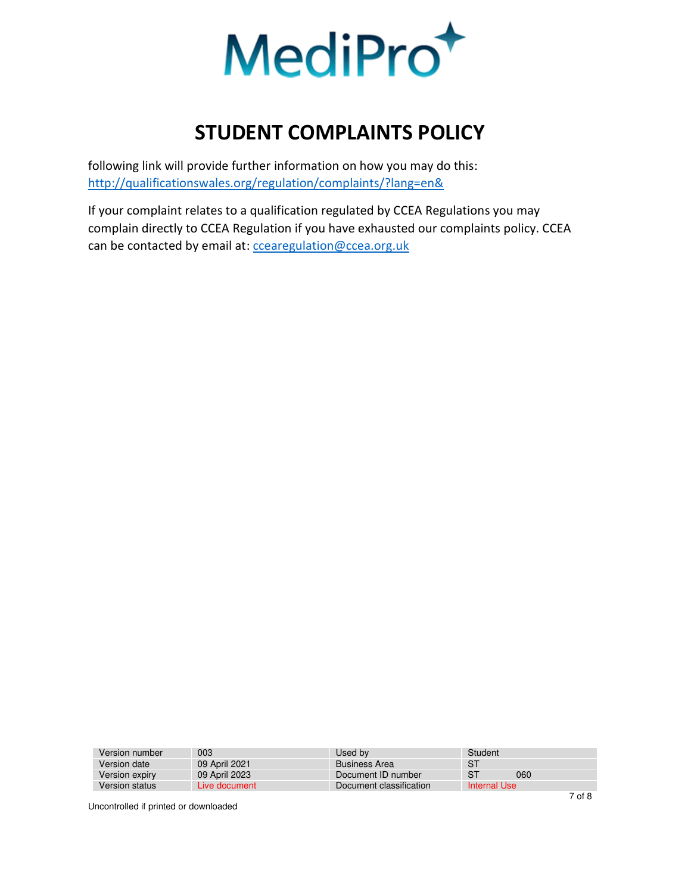following link will provide further information on how you may do this: http://qualificationswales.org/regulation/complaints/?lang=en&

If your complaint relates to a qualification regulated by CCEA Regulations you may complain directly to CCEA Regulation if you have exhausted our complaints policy. CCEA can be contacted by email at: ccearegulation@ccea.org.uk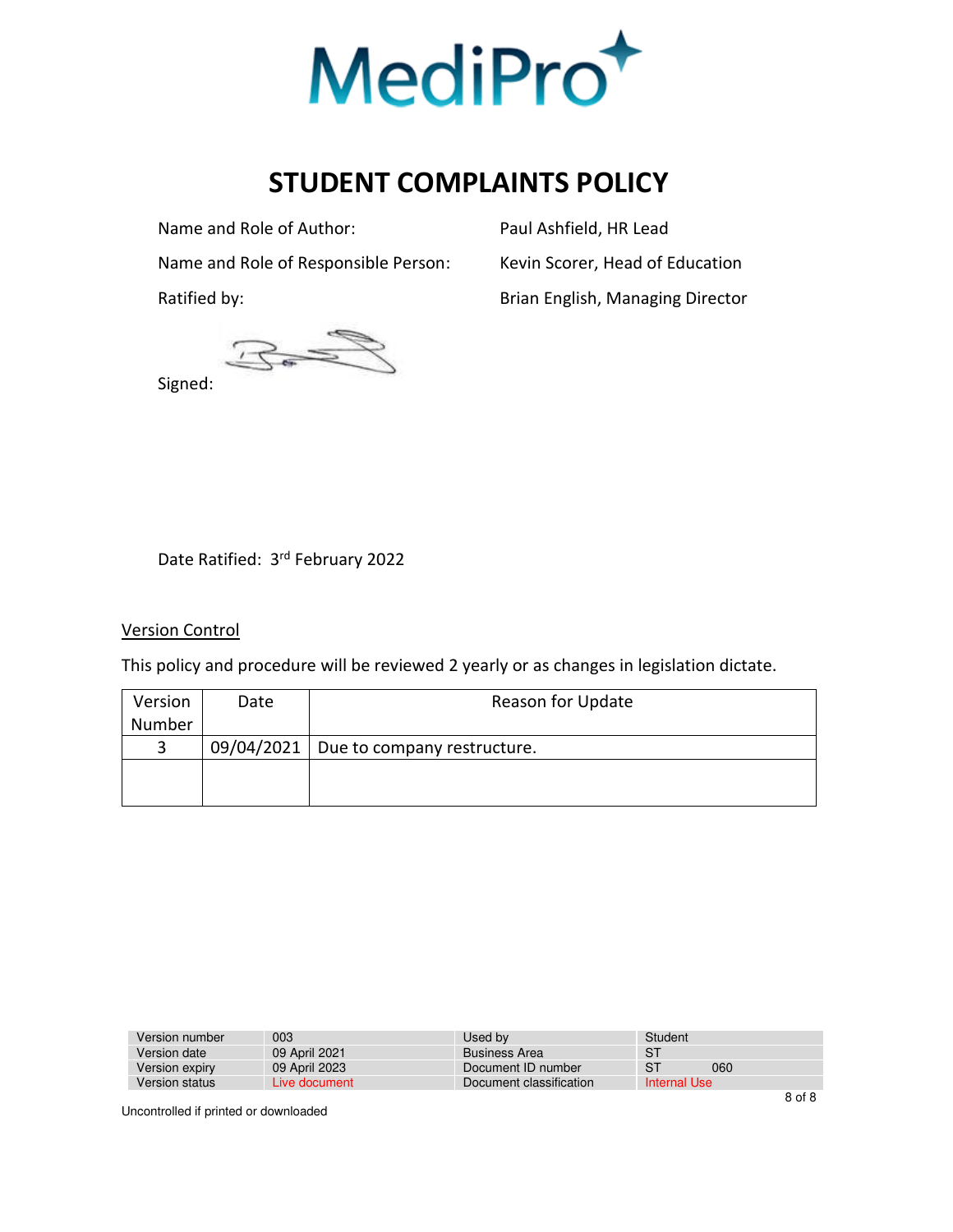MediPro

# STUDENT COMPLAINTS POLICY

Name and Role of Author: Paul Ashfield, HR Lead

Name and Role of Responsible Person: Kevin Scorer, Head of Education

Ratified by: Brian English, Managing Director

Signed:

Date Ratified: 3rd February 2022

## Version Control

This policy and procedure will be reviewed 2 yearly or as changes in legislation dictate.

| Version Number | Date | Reason for Update |
|---|---|---|
| 3 | 09/04/2021 | Due to company restructure. |
| | | |

| | | | |
|---|---|---|---|
| Version number | 003 | Used by | Student |
| Version date | 09 April 2021 | Business Area | ST |
| Version expiry | 09 April 2023 | Document ID number | ST 060 |
| Version status | Live document | Document classification | Internal Use |

Uncontrolled if printed or downloaded